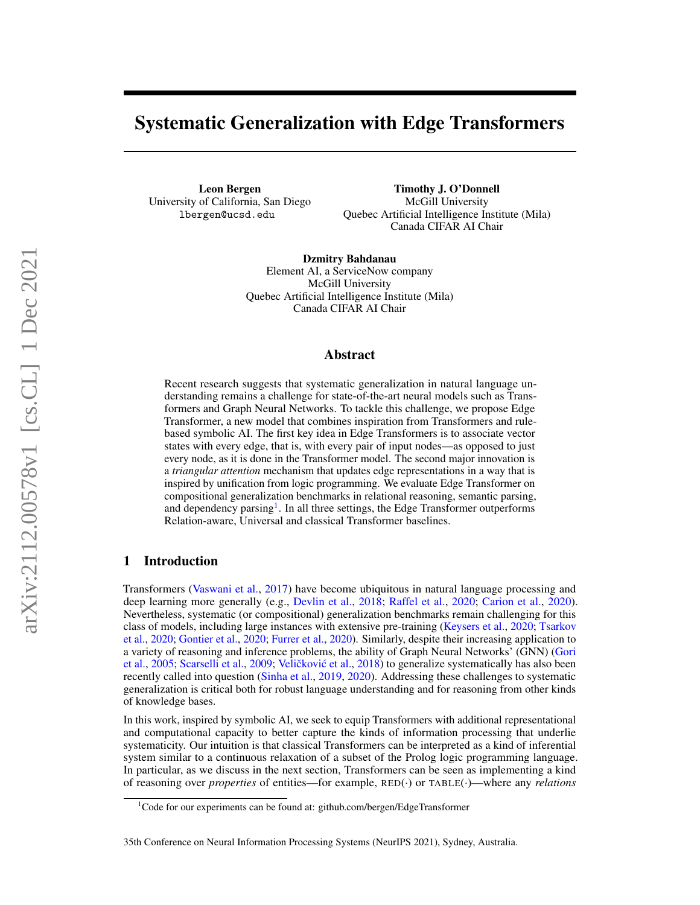# Systematic Generalization with Edge Transformers

**Leon Bergen**
University of California, San Diego
lbergen@ucsd.edu

**Timothy J. O'Donnell**
McGill University
Quebec Artificial Intelligence Institute (Mila)
Canada CIFAR AI Chair

**Dzmitry Bahdanau**
Element AI, a ServiceNow company
McGill University
Quebec Artificial Intelligence Institute (Mila)
Canada CIFAR AI Chair

## Abstract

Recent research suggests that systematic generalization in natural language understanding remains a challenge for state-of-the-art neural models such as Transformers and Graph Neural Networks. To tackle this challenge, we propose Edge Transformer, a new model that combines inspiration from Transformers and rule-based symbolic AI. The first key idea in Edge Transformers is to associate vector states with every edge, that is, with every pair of input nodes—as opposed to just every node, as it is done in the Transformer model. The second major innovation is a *triangular attention* mechanism that updates edge representations in a way that is inspired by unification from logic programming. We evaluate Edge Transformer on compositional generalization benchmarks in relational reasoning, semantic parsing, and dependency parsing[1]. In all three settings, the Edge Transformer outperforms Relation-aware, Universal and classical Transformer baselines.

## 1 Introduction

Transformers (Vaswani et al., 2017) have become ubiquitous in natural language processing and deep learning more generally (e.g., Devlin et al., 2018; Raffel et al., 2020; Carion et al., 2020). Nevertheless, systematic (or compositional) generalization benchmarks remain challenging for this class of models, including large instances with extensive pre-training (Keysers et al., 2020; Tsarkov et al., 2020; Gontier et al., 2020; Furrer et al., 2020). Similarly, despite their increasing application to a variety of reasoning and inference problems, the ability of Graph Neural Networks' (GNN) (Gori et al., 2005; Scarselli et al., 2009; Veličković et al., 2018) to generalize systematically has also been recently called into question (Sinha et al., 2019, 2020). Addressing these challenges to systematic generalization is critical both for robust language understanding and for reasoning from other kinds of knowledge bases.

In this work, inspired by symbolic AI, we seek to equip Transformers with additional representational and computational capacity to better capture the kinds of information processing that underlie systematicity. Our intuition is that classical Transformers can be interpreted as a kind of inferential system similar to a continuous relaxation of a subset of the Prolog logic programming language. In particular, as we discuss in the next section, Transformers can be seen as implementing a kind of reasoning over *properties* of entities—for example, RED($\cdot$) or TABLE($\cdot$)—where any *relations*

[1] Code for our experiments can be found at: github.com/bergen/EdgeTransformer

35th Conference on Neural Information Processing Systems (NeurIPS 2021), Sydney, Australia.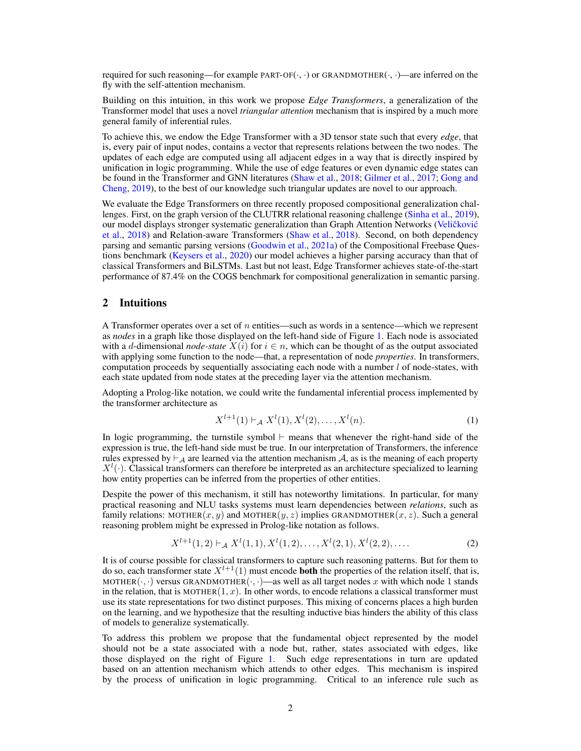required for such reasoning—for example PART-OF$(\cdot, \cdot)$ or GRANDMOTHER$(\cdot, \cdot)$—are inferred on the fly with the self-attention mechanism.

Building on this intuition, in this work we propose *Edge Transformers*, a generalization of the Transformer model that uses a novel *triangular attention* mechanism that is inspired by a much more general family of inferential rules.

To achieve this, we endow the Edge Transformer with a 3D tensor state such that every *edge*, that is, every pair of input nodes, contains a vector that represents relations between the two nodes. The updates of each edge are computed using all adjacent edges in a way that is directly inspired by unification in logic programming. While the use of edge features or even dynamic edge states can be found in the Transformer and GNN literatures (Shaw et al., 2018; Gilmer et al., 2017; Gong and Cheng, 2019), to the best of our knowledge such triangular updates are novel to our approach.

We evaluate the Edge Transformers on three recently proposed compositional generalization challenges. First, on the graph version of the CLUTRR relational reasoning challenge (Sinha et al., 2019), our model displays stronger systematic generalization than Graph Attention Networks (Veličković et al., 2018) and Relation-aware Transformers (Shaw et al., 2018). Second, on both dependency parsing and semantic parsing versions (Goodwin et al., 2021a) of the Compositional Freebase Questions benchmark (Keysers et al., 2020) our model achieves a higher parsing accuracy than that of classical Transformers and BiLSTMs. Last but not least, Edge Transformer achieves state-of-the-start performance of 87.4% on the COGS benchmark for compositional generalization in semantic parsing.

## 2 Intuitions

A Transformer operates over a set of $n$ entities—such as words in a sentence—which we represent as *nodes* in a graph like those displayed on the left-hand side of Figure 1. Each node is associated with a $d$-dimensional *node-state* $X(i)$ for $i \in n$, which can be thought of as the output associated with applying some function to the node—that, a representation of node *properties*. In transformers, computation proceeds by sequentially associating each node with a number $l$ of node-states, with each state updated from node states at the preceding layer via the attention mechanism.

Adopting a Prolog-like notation, we could write the fundamental inferential process implemented by the transformer architecture as

$$X^{l+1}(1) \vdash_{\mathcal{A}} X^l(1), X^l(2), \ldots, X^l(n). \tag{1}$$

In logic programming, the turnstile symbol $\vdash$ means that whenever the right-hand side of the expression is true, the left-hand side must be true. In our interpretation of Transformers, the inference rules expressed by $\vdash_{\mathcal{A}}$ are learned via the attention mechanism $\mathcal{A}$, as is the meaning of each property $X^l(\cdot)$. Classical transformers can therefore be interpreted as an architecture specialized to learning how entity properties can be inferred from the properties of other entities.

Despite the power of this mechanism, it still has noteworthy limitations. In particular, for many practical reasoning and NLU tasks systems must learn dependencies between *relations*, such as family relations: MOTHER$(x, y)$ and MOTHER$(y, z)$ implies GRANDMOTHER$(x, z)$. Such a general reasoning problem might be expressed in Prolog-like notation as follows.

$$X^{l+1}(1,2) \vdash_{\mathcal{A}} X^l(1,1), X^l(1,2), \ldots, X^l(2,1), X^l(2,2), \ldots. \tag{2}$$

It is of course possible for classical transformers to capture such reasoning patterns. But for them to do so, each transformer state $X^{l+1}(1)$ must encode **both** the properties of the relation itself, that is, MOTHER$(\cdot, \cdot)$ versus GRANDMOTHER$(\cdot, \cdot)$—as well as all target nodes $x$ with which node 1 stands in the relation, that is MOTHER$(1, x)$. In other words, to encode relations a classical transformer must use its state representations for two distinct purposes. This mixing of concerns places a high burden on the learning, and we hypothesize that the resulting inductive bias hinders the ability of this class of models to generalize systematically.

To address this problem we propose that the fundamental object represented by the model should not be a state associated with a node but, rather, states associated with edges, like those displayed on the right of Figure 1. Such edge representations in turn are updated based on an attention mechanism which attends to other edges. This mechanism is inspired by the process of unification in logic programming. Critical to an inference rule such as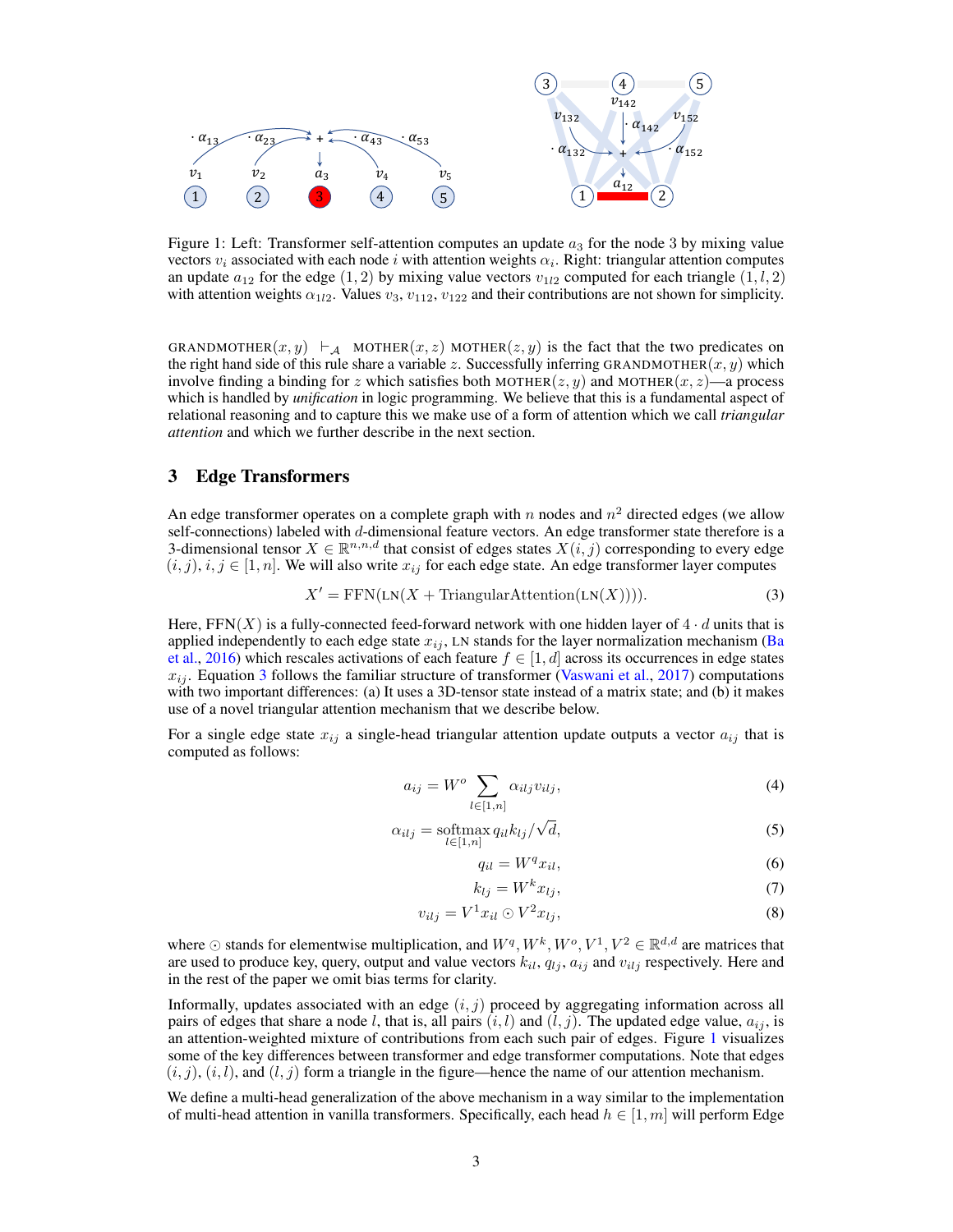Figure 1: Left: Transformer self-attention computes an update $a_3$ for the node 3 by mixing value vectors $v_i$ associated with each node $i$ with attention weights $\alpha_i$. Right: triangular attention computes an update $a_{12}$ for the edge $(1, 2)$ by mixing value vectors $v_{1l2}$ computed for each triangle $(1, l, 2)$ with attention weights $\alpha_{1l2}$. Values $v_3, v_{112}, v_{122}$ and their contributions are not shown for simplicity.

GRANDMOTHER$(x, y)$ $\vdash_{\mathcal{A}}$ MOTHER$(x, z)$ MOTHER$(z, y)$ is the fact that the two predicates on the right hand side of this rule share a variable $z$. Successfully inferring GRANDMOTHER$(x, y)$ which involve finding a binding for $z$ which satisfies both MOTHER$(z, y)$ and MOTHER$(x, z)$—a process which is handled by *unification* in logic programming. We believe that this is a fundamental aspect of relational reasoning and to capture this we make use of a form of attention which we call *triangular attention* and which we further describe in the next section.

## 3 Edge Transformers

An edge transformer operates on a complete graph with $n$ nodes and $n^2$ directed edges (we allow self-connections) labeled with $d$-dimensional feature vectors. An edge transformer state therefore is a 3-dimensional tensor $X \in \mathbb{R}^{n,n,d}$ that consist of edges states $X(i, j)$ corresponding to every edge $(i, j)$, $i, j \in [1, n]$. We will also write $x_{ij}$ for each edge state. An edge transformer layer computes

$$X' = \text{FFN}(\text{LN}(X + \text{TriangularAttention}(\text{LN}(X)))). \tag{3}$$

Here, $\text{FFN}(X)$ is a fully-connected feed-forward network with one hidden layer of $4 \cdot d$ units that is applied independently to each edge state $x_{ij}$, LN stands for the layer normalization mechanism (Ba et al., 2016) which rescales activations of each feature $f \in [1, d]$ across its occurrences in edge states $x_{ij}$. Equation 3 follows the familiar structure of transformer (Vaswani et al., 2017) computations with two important differences: (a) It uses a 3D-tensor state instead of a matrix state; and (b) it makes use of a novel triangular attention mechanism that we describe below.

For a single edge state $x_{ij}$ a single-head triangular attention update outputs a vector $a_{ij}$ that is computed as follows:

$$a_{ij} = W^o \sum_{l \in [1,n]} \alpha_{ilj} v_{ilj}, \tag{4}$$

$$\alpha_{ilj} = \operatorname*{softmax}_{l \in [1,n]} q_{il} k_{lj} / \sqrt{d}, \tag{5}$$

$$q_{il} = W^q x_{il}, \tag{6}$$

$$k_{lj} = W^k x_{lj}, \tag{7}$$

$$v_{ilj} = V^1 x_{il} \odot V^2 x_{lj}, \tag{8}$$

where $\odot$ stands for elementwise multiplication, and $W^q, W^k, W^o, V^1, V^2 \in \mathbb{R}^{d,d}$ are matrices that are used to produce key, query, output and value vectors $k_{il}$, $q_{lj}$, $a_{ij}$ and $v_{ilj}$ respectively. Here and in the rest of the paper we omit bias terms for clarity.

Informally, updates associated with an edge $(i, j)$ proceed by aggregating information across all pairs of edges that share a node $l$, that is, all pairs $(i, l)$ and $(l, j)$. The updated edge value, $a_{ij}$, is an attention-weighted mixture of contributions from each such pair of edges. Figure 1 visualizes some of the key differences between transformer and edge transformer computations. Note that edges $(i, j)$, $(i, l)$, and $(l, j)$ form a triangle in the figure—hence the name of our attention mechanism.

We define a multi-head generalization of the above mechanism in a way similar to the implementation of multi-head attention in vanilla transformers. Specifically, each head $h \in [1, m]$ will perform Edge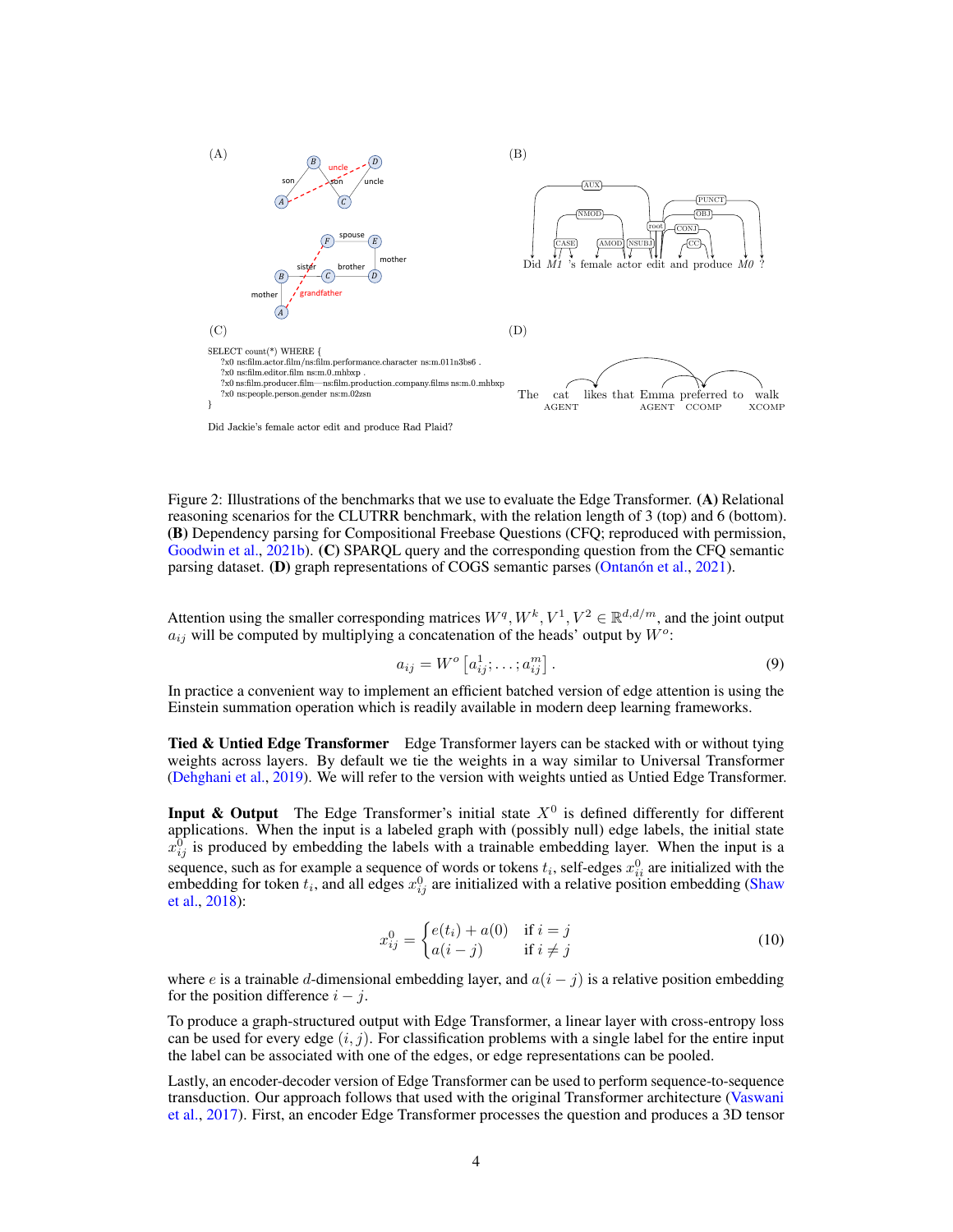Figure 2: Illustrations of the benchmarks that we use to evaluate the Edge Transformer. **(A)** Relational reasoning scenarios for the CLUTRR benchmark, with the relation length of 3 (top) and 6 (bottom). **(B)** Dependency parsing for Compositional Freebase Questions (CFQ; reproduced with permission, Goodwin et al., 2021b). **(C)** SPARQL query and the corresponding question from the CFQ semantic parsing dataset. **(D)** graph representations of COGS semantic parses (Ontanón et al., 2021).

Attention using the smaller corresponding matrices $W^q, W^k, V^1, V^2 \in \mathbb{R}^{d,d/m}$, and the joint output $a_{ij}$ will be computed by multiplying a concatenation of the heads' output by $W^o$:

$$a_{ij} = W^o \left[a_{ij}^1; \ldots; a_{ij}^m\right]. \tag{9}$$

In practice a convenient way to implement an efficient batched version of edge attention is using the Einstein summation operation which is readily available in modern deep learning frameworks.

**Tied & Untied Edge Transformer** Edge Transformer layers can be stacked with or without tying weights across layers. By default we tie the weights in a way similar to Universal Transformer (Dehghani et al., 2019). We will refer to the version with weights untied as Untied Edge Transformer.

**Input & Output** The Edge Transformer's initial state $X^0$ is defined differently for different applications. When the input is a labeled graph with (possibly null) edge labels, the initial state $x_{ij}^0$ is produced by embedding the labels with a trainable embedding layer. When the input is a sequence, such as for example a sequence of words or tokens $t_i$, self-edges $x_{ii}^0$ are initialized with the embedding for token $t_i$, and all edges $x_{ij}^0$ are initialized with a relative position embedding (Shaw et al., 2018):

$$x_{ij}^0 = \begin{cases} e(t_i) + a(0) & \text{if } i = j \\ a(i-j) & \text{if } i \neq j \end{cases} \tag{10}$$

where $e$ is a trainable $d$-dimensional embedding layer, and $a(i-j)$ is a relative position embedding for the position difference $i - j$.

To produce a graph-structured output with Edge Transformer, a linear layer with cross-entropy loss can be used for every edge $(i, j)$. For classification problems with a single label for the entire input the label can be associated with one of the edges, or edge representations can be pooled.

Lastly, an encoder-decoder version of Edge Transformer can be used to perform sequence-to-sequence transduction. Our approach follows that used with the original Transformer architecture (Vaswani et al., 2017). First, an encoder Edge Transformer processes the question and produces a 3D tensor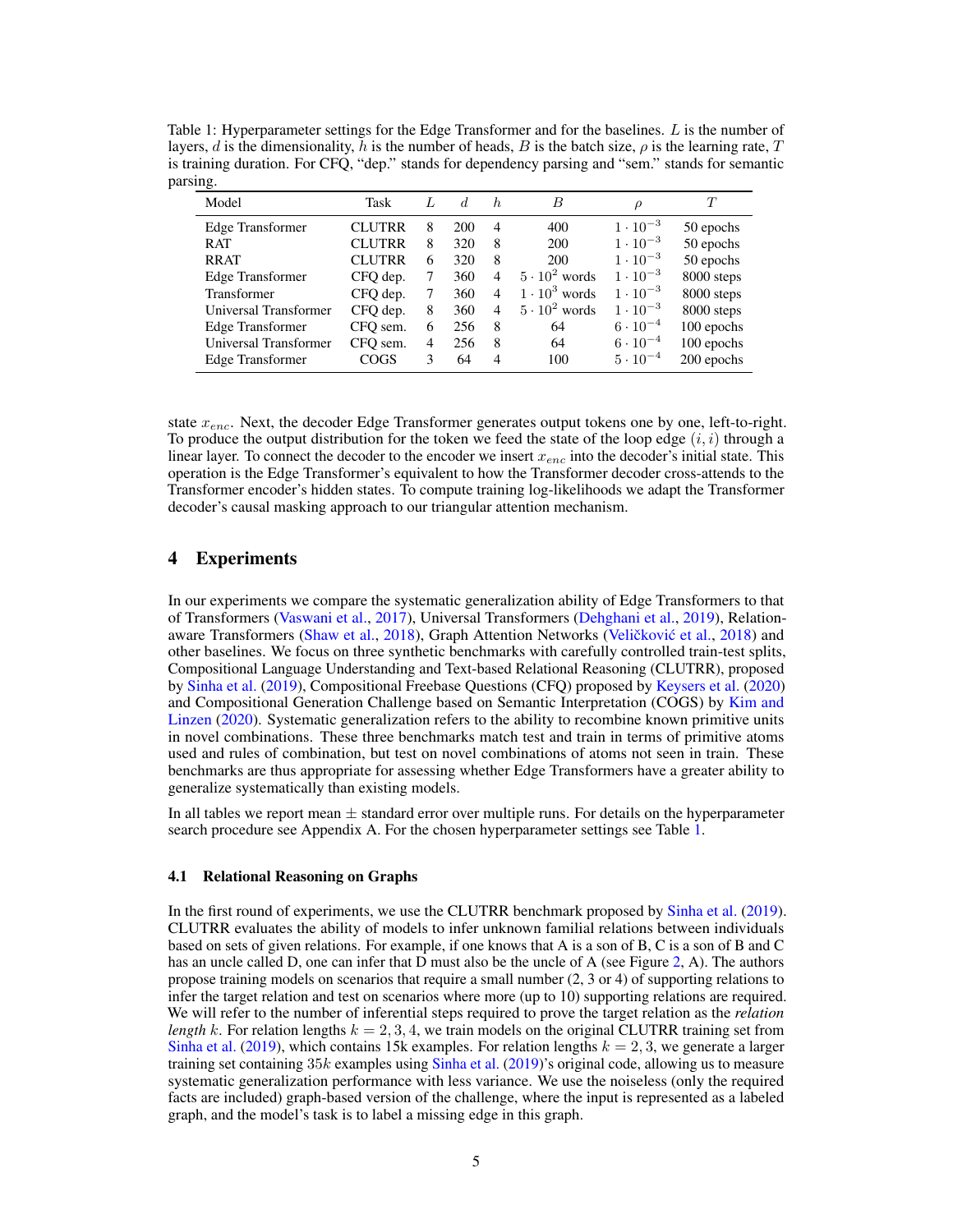Table 1: Hyperparameter settings for the Edge Transformer and for the baselines. $L$ is the number of layers, $d$ is the dimensionality, $h$ is the number of heads, $B$ is the batch size, $\rho$ is the learning rate, $T$ is training duration. For CFQ, "dep." stands for dependency parsing and "sem." stands for semantic parsing.

| Model | Task | $L$ | $d$ | $h$ | $B$ | $\rho$ | $T$ |
|---|---|---|---|---|---|---|---|
| Edge Transformer | CLUTRR | 8 | 200 | 4 | 400 | $1 \cdot 10^{-3}$ | 50 epochs |
| RAT | CLUTRR | 8 | 320 | 8 | 200 | $1 \cdot 10^{-3}$ | 50 epochs |
| RRAT | CLUTRR | 6 | 320 | 8 | 200 | $1 \cdot 10^{-3}$ | 50 epochs |
| Edge Transformer | CFQ dep. | 7 | 360 | 4 | $5 \cdot 10^{2}$ words | $1 \cdot 10^{-3}$ | 8000 steps |
| Transformer | CFQ dep. | 7 | 360 | 4 | $1 \cdot 10^{3}$ words | $1 \cdot 10^{-3}$ | 8000 steps |
| Universal Transformer | CFQ dep. | 8 | 360 | 4 | $5 \cdot 10^{2}$ words | $1 \cdot 10^{-3}$ | 8000 steps |
| Edge Transformer | CFQ sem. | 6 | 256 | 8 | 64 | $6 \cdot 10^{-4}$ | 100 epochs |
| Universal Transformer | CFQ sem. | 4 | 256 | 8 | 64 | $6 \cdot 10^{-4}$ | 100 epochs |
| Edge Transformer | COGS | 3 | 64 | 4 | 100 | $5 \cdot 10^{-4}$ | 200 epochs |

state $x_{enc}$. Next, the decoder Edge Transformer generates output tokens one by one, left-to-right. To produce the output distribution for the token we feed the state of the loop edge $(i, i)$ through a linear layer. To connect the decoder to the encoder we insert $x_{enc}$ into the decoder's initial state. This operation is the Edge Transformer's equivalent to how the Transformer decoder cross-attends to the Transformer encoder's hidden states. To compute training log-likelihoods we adapt the Transformer decoder's causal masking approach to our triangular attention mechanism.

## 4 Experiments

In our experiments we compare the systematic generalization ability of Edge Transformers to that of Transformers (Vaswani et al., 2017), Universal Transformers (Dehghani et al., 2019), Relation-aware Transformers (Shaw et al., 2018), Graph Attention Networks (Veličković et al., 2018) and other baselines. We focus on three synthetic benchmarks with carefully controlled train-test splits, Compositional Language Understanding and Text-based Relational Reasoning (CLUTRR), proposed by Sinha et al. (2019), Compositional Freebase Questions (CFQ) proposed by Keysers et al. (2020) and Compositional Generation Challenge based on Semantic Interpretation (COGS) by Kim and Linzen (2020). Systematic generalization refers to the ability to recombine known primitive units in novel combinations. These three benchmarks match test and train in terms of primitive atoms used and rules of combination, but test on novel combinations of atoms not seen in train. These benchmarks are thus appropriate for assessing whether Edge Transformers have a greater ability to generalize systematically than existing models.

In all tables we report mean ± standard error over multiple runs. For details on the hyperparameter search procedure see Appendix A. For the chosen hyperparameter settings see Table 1.

### 4.1 Relational Reasoning on Graphs

In the first round of experiments, we use the CLUTRR benchmark proposed by Sinha et al. (2019). CLUTRR evaluates the ability of models to infer unknown familial relations between individuals based on sets of given relations. For example, if one knows that A is a son of B, C is a son of B and C has an uncle called D, one can infer that D must also be the uncle of A (see Figure 2, A). The authors propose training models on scenarios that require a small number (2, 3 or 4) of supporting relations to infer the target relation and test on scenarios where more (up to 10) supporting relations are required. We will refer to the number of inferential steps required to prove the target relation as the *relation length* $k$. For relation lengths $k = 2, 3, 4$, we train models on the original CLUTRR training set from Sinha et al. (2019), which contains 15k examples. For relation lengths $k = 2, 3$, we generate a larger training set containing $35k$ examples using Sinha et al. (2019)'s original code, allowing us to measure systematic generalization performance with less variance. We use the noiseless (only the required facts are included) graph-based version of the challenge, where the input is represented as a labeled graph, and the model's task is to label a missing edge in this graph.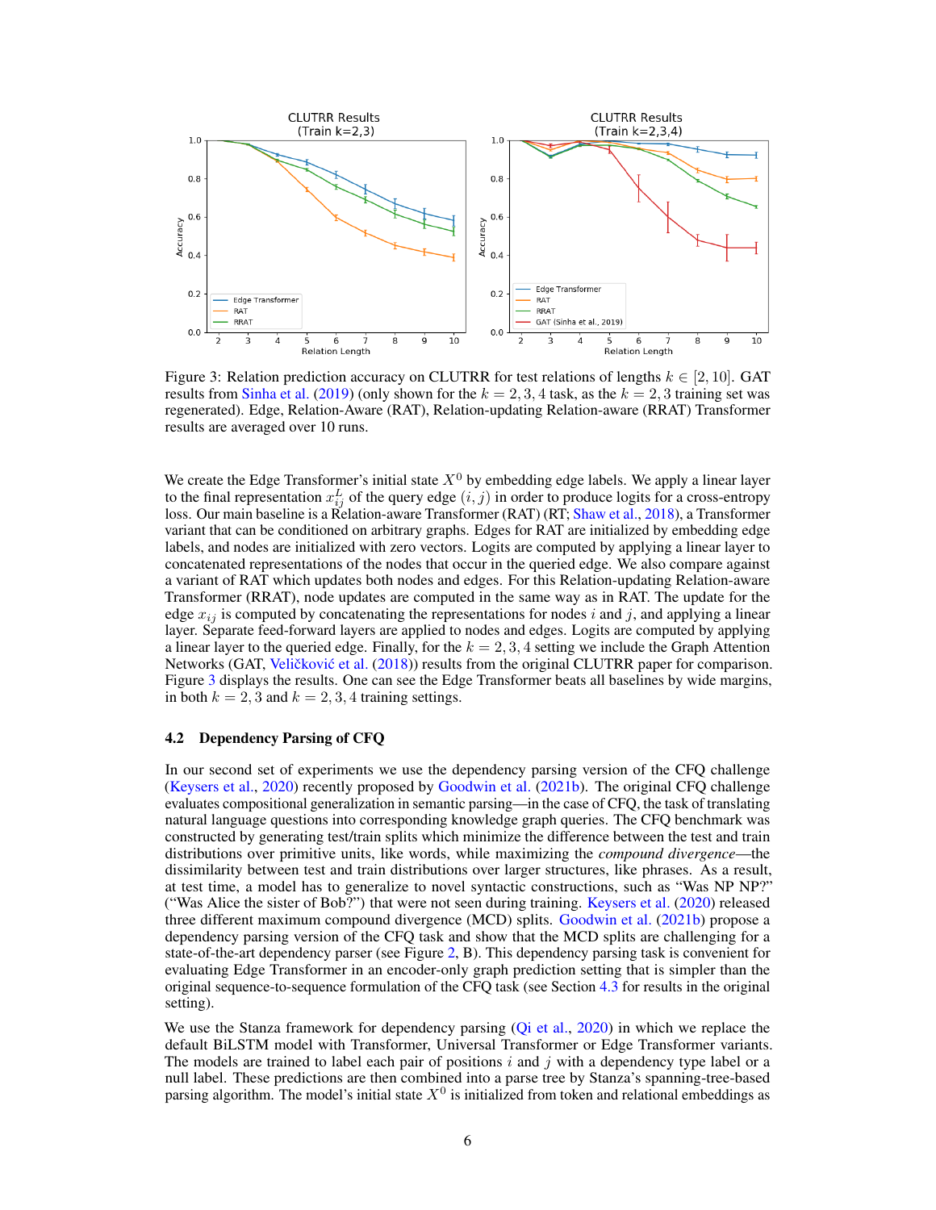Figure 3: Relation prediction accuracy on CLUTRR for test relations of lengths $k \in [2, 10]$. GAT results from Sinha et al. (2019) (only shown for the $k = 2, 3, 4$ task, as the $k = 2, 3$ training set was regenerated). Edge, Relation-Aware (RAT), Relation-updating Relation-aware (RRAT) Transformer results are averaged over 10 runs.

We create the Edge Transformer's initial state $X^0$ by embedding edge labels. We apply a linear layer to the final representation $x_{ij}^L$ of the query edge $(i, j)$ in order to produce logits for a cross-entropy loss. Our main baseline is a Relation-aware Transformer (RAT) (RT; Shaw et al., 2018), a Transformer variant that can be conditioned on arbitrary graphs. Edges for RAT are initialized by embedding edge labels, and nodes are initialized with zero vectors. Logits are computed by applying a linear layer to concatenated representations of the nodes that occur in the queried edge. We also compare against a variant of RAT which updates both nodes and edges. For this Relation-updating Relation-aware Transformer (RRAT), node updates are computed in the same way as in RAT. The update for the edge $x_{ij}$ is computed by concatenating the representations for nodes $i$ and $j$, and applying a linear layer. Separate feed-forward layers are applied to nodes and edges. Logits are computed by applying a linear layer to the queried edge. Finally, for the $k = 2, 3, 4$ setting we include the Graph Attention Networks (GAT, Veličković et al. (2018)) results from the original CLUTRR paper for comparison. Figure 3 displays the results. One can see the Edge Transformer beats all baselines by wide margins, in both $k = 2, 3$ and $k = 2, 3, 4$ training settings.

### 4.2 Dependency Parsing of CFQ

In our second set of experiments we use the dependency parsing version of the CFQ challenge (Keysers et al., 2020) recently proposed by Goodwin et al. (2021b). The original CFQ challenge evaluates compositional generalization in semantic parsing—in the case of CFQ, the task of translating natural language questions into corresponding knowledge graph queries. The CFQ benchmark was constructed by generating test/train splits which minimize the difference between the test and train distributions over primitive units, like words, while maximizing the *compound divergence*—the dissimilarity between test and train distributions over larger structures, like phrases. As a result, at test time, a model has to generalize to novel syntactic constructions, such as "Was NP NP?" ("Was Alice the sister of Bob?") that were not seen during training. Keysers et al. (2020) released three different maximum compound divergence (MCD) splits. Goodwin et al. (2021b) propose a dependency parsing version of the CFQ task and show that the MCD splits are challenging for a state-of-the-art dependency parser (see Figure 2, B). This dependency parsing task is convenient for evaluating Edge Transformer in an encoder-only graph prediction setting that is simpler than the original sequence-to-sequence formulation of the CFQ task (see Section 4.3 for results in the original setting).

We use the Stanza framework for dependency parsing (Qi et al., 2020) in which we replace the default BiLSTM model with Transformer, Universal Transformer or Edge Transformer variants. The models are trained to label each pair of positions $i$ and $j$ with a dependency type label or a null label. These predictions are then combined into a parse tree by Stanza's spanning-tree-based parsing algorithm. The model's initial state $X^0$ is initialized from token and relational embeddings as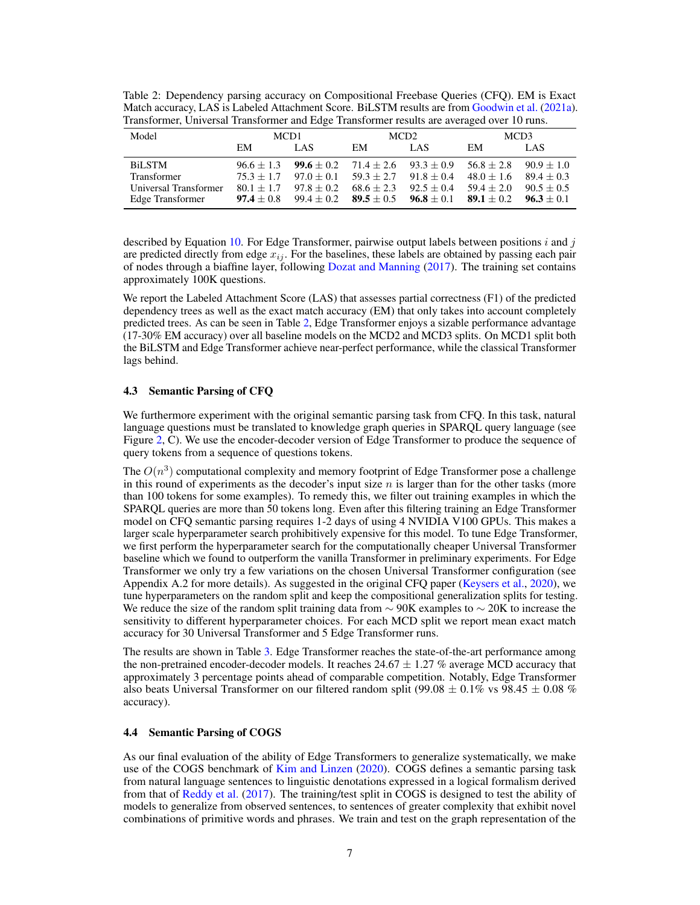Table 2: Dependency parsing accuracy on Compositional Freebase Queries (CFQ). EM is Exact Match accuracy, LAS is Labeled Attachment Score. BiLSTM results are from Goodwin et al. (2021a). Transformer, Universal Transformer and Edge Transformer results are averaged over 10 runs.

| Model | MCD1 | | MCD2 | | MCD3 | |
|---|---|---|---|---|---|---|
| | EM | LAS | EM | LAS | EM | LAS |
| BiLSTM | $96.6 \pm 1.3$ | $\mathbf{99.6} \pm 0.2$ | $71.4 \pm 2.6$ | $93.3 \pm 0.9$ | $56.8 \pm 2.8$ | $90.9 \pm 1.0$ |
| Transformer | $75.3 \pm 1.7$ | $97.0 \pm 0.1$ | $59.3 \pm 2.7$ | $91.8 \pm 0.4$ | $48.0 \pm 1.6$ | $89.4 \pm 0.3$ |
| Universal Transformer | $80.1 \pm 1.7$ | $97.8 \pm 0.2$ | $68.6 \pm 2.3$ | $92.5 \pm 0.4$ | $59.4 \pm 2.0$ | $90.5 \pm 0.5$ |
| Edge Transformer | $\mathbf{97.4} \pm 0.8$ | $99.4 \pm 0.2$ | $\mathbf{89.5} \pm 0.5$ | $\mathbf{96.8} \pm 0.1$ | $\mathbf{89.1} \pm 0.2$ | $\mathbf{96.3} \pm 0.1$ |

described by Equation 10. For Edge Transformer, pairwise output labels between positions $i$ and $j$ are predicted directly from edge $x_{ij}$. For the baselines, these labels are obtained by passing each pair of nodes through a biaffine layer, following Dozat and Manning (2017). The training set contains approximately 100K questions.

We report the Labeled Attachment Score (LAS) that assesses partial correctness (F1) of the predicted dependency trees as well as the exact match accuracy (EM) that only takes into account completely predicted trees. As can be seen in Table 2, Edge Transformer enjoys a sizable performance advantage (17-30% EM accuracy) over all baseline models on the MCD2 and MCD3 splits. On MCD1 split both the BiLSTM and Edge Transformer achieve near-perfect performance, while the classical Transformer lags behind.

### 4.3 Semantic Parsing of CFQ

We furthermore experiment with the original semantic parsing task from CFQ. In this task, natural language questions must be translated to knowledge graph queries in SPARQL query language (see Figure 2, C). We use the encoder-decoder version of Edge Transformer to produce the sequence of query tokens from a sequence of questions tokens.

The $O(n^3)$ computational complexity and memory footprint of Edge Transformer pose a challenge in this round of experiments as the decoder's input size $n$ is larger than for the other tasks (more than 100 tokens for some examples). To remedy this, we filter out training examples in which the SPARQL queries are more than 50 tokens long. Even after this filtering training an Edge Transformer model on CFQ semantic parsing requires 1-2 days of using 4 NVIDIA V100 GPUs. This makes a larger scale hyperparameter search prohibitively expensive for this model. To tune Edge Transformer, we first perform the hyperparameter search for the computationally cheaper Universal Transformer baseline which we found to outperform the vanilla Transformer in preliminary experiments. For Edge Transformer we only try a few variations on the chosen Universal Transformer configuration (see Appendix A.2 for more details). As suggested in the original CFQ paper (Keysers et al., 2020), we tune hyperparameters on the random split and keep the compositional generalization splits for testing. We reduce the size of the random split training data from $\sim$ 90K examples to $\sim$ 20K to increase the sensitivity to different hyperparameter choices. For each MCD split we report mean exact match accuracy for 30 Universal Transformer and 5 Edge Transformer runs.

The results are shown in Table 3. Edge Transformer reaches the state-of-the-art performance among the non-pretrained encoder-decoder models. It reaches $24.67 \pm 1.27$ % average MCD accuracy that approximately 3 percentage points ahead of comparable competition. Notably, Edge Transformer also beats Universal Transformer on our filtered random split ($99.08 \pm 0.1$% vs $98.45 \pm 0.08$ % accuracy).

### 4.4 Semantic Parsing of COGS

As our final evaluation of the ability of Edge Transformers to generalize systematically, we make use of the COGS benchmark of Kim and Linzen (2020). COGS defines a semantic parsing task from natural language sentences to linguistic denotations expressed in a logical formalism derived from that of Reddy et al. (2017). The training/test split in COGS is designed to test the ability of models to generalize from observed sentences, to sentences of greater complexity that exhibit novel combinations of primitive words and phrases. We train and test on the graph representation of the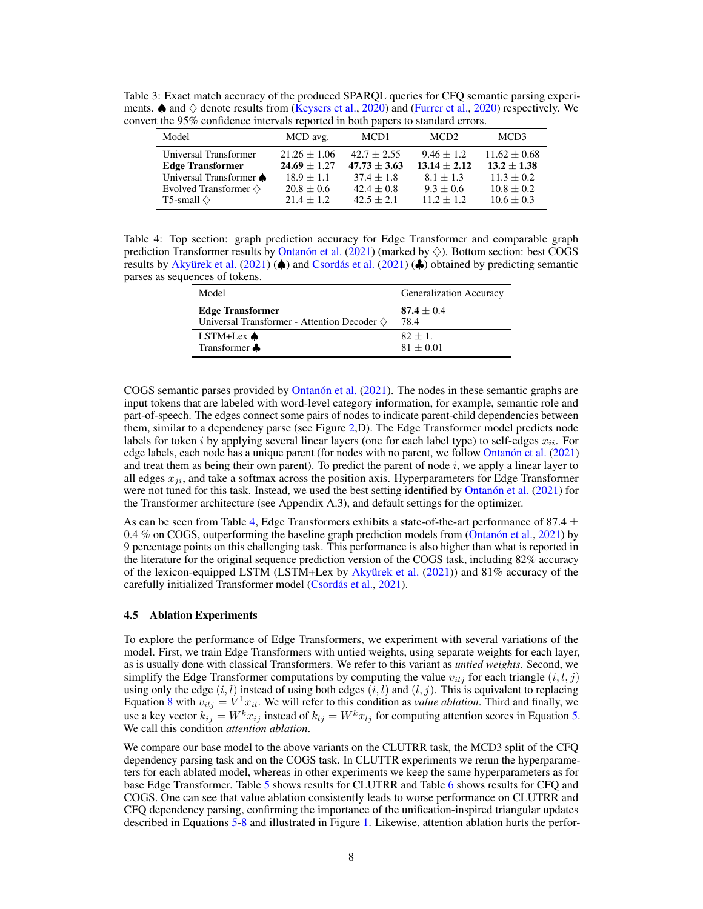Table 3: Exact match accuracy of the produced SPARQL queries for CFQ semantic parsing experiments. ♠ and ♢ denote results from (Keysers et al., 2020) and (Furrer et al., 2020) respectively. We convert the 95% confidence intervals reported in both papers to standard errors.

| Model | MCD avg. | MCD1 | MCD2 | MCD3 |
|---|---|---|---|---|
| Universal Transformer | $21.26 \pm 1.06$ | $42.7 \pm 2.55$ | $9.46 \pm 1.2$ | $11.62 \pm 0.68$ |
| **Edge Transformer** | **24.69** $\pm$ 1.27 | **47.73 $\pm$ 3.63** | **13.14 $\pm$ 2.12** | **13.2 $\pm$ 1.38** |
| Universal Transformer ♠ | $18.9 \pm 1.1$ | $37.4 \pm 1.8$ | $8.1 \pm 1.3$ | $11.3 \pm 0.2$ |
| Evolved Transformer ♢ | $20.8 \pm 0.6$ | $42.4 \pm 0.8$ | $9.3 \pm 0.6$ | $10.8 \pm 0.2$ |
| T5-small ♢ | $21.4 \pm 1.2$ | $42.5 \pm 2.1$ | $11.2 \pm 1.2$ | $10.6 \pm 0.3$ |

Table 4: Top section: graph prediction accuracy for Edge Transformer and comparable graph prediction Transformer results by Ontañón et al. (2021) (marked by ♢). Bottom section: best COGS results by Akyürek et al. (2021) (♠) and Csordás et al. (2021) (♣) obtained by predicting semantic parses as sequences of tokens.

| Model | Generalization Accuracy |
|---|---|
| **Edge Transformer** | **87.4** $\pm$ 0.4 |
| Universal Transformer - Attention Decoder ♢ | 78.4 |
| LSTM+Lex ♠ | $82 \pm 1.$ |
| Transformer ♣ | $81 \pm 0.01$ |

COGS semantic parses provided by Ontañón et al. (2021). The nodes in these semantic graphs are input tokens that are labeled with word-level category information, for example, semantic role and part-of-speech. The edges connect some pairs of nodes to indicate parent-child dependencies between them, similar to a dependency parse (see Figure 2,D). The Edge Transformer model predicts node labels for token $i$ by applying several linear layers (one for each label type) to self-edges $x_{ii}$. For edge labels, each node has a unique parent (for nodes with no parent, we follow Ontañón et al. (2021) and treat them as being their own parent). To predict the parent of node $i$, we apply a linear layer to all edges $x_{ji}$, and take a softmax across the position axis. Hyperparameters for Edge Transformer were not tuned for this task. Instead, we used the best setting identified by Ontañón et al. (2021) for the Transformer architecture (see Appendix A.3), and default settings for the optimizer.

As can be seen from Table 4, Edge Transformers exhibits a state-of-the-art performance of $87.4 \pm 0.4$ % on COGS, outperforming the baseline graph prediction models from (Ontañón et al., 2021) by 9 percentage points on this challenging task. This performance is also higher than what is reported in the literature for the original sequence prediction version of the COGS task, including 82% accuracy of the lexicon-equipped LSTM (LSTM+Lex by Akyürek et al. (2021)) and 81% accuracy of the carefully initialized Transformer model (Csordás et al., 2021).

### 4.5 Ablation Experiments

To explore the performance of Edge Transformers, we experiment with several variations of the model. First, we train Edge Transformers with untied weights, using separate weights for each layer, as is usually done with classical Transformers. We refer to this variant as *untied weights*. Second, we simplify the Edge Transformer computations by computing the value $v_{ilj}$ for each triangle $(i, l, j)$ using only the edge $(i, l)$ instead of using both edges $(i, l)$ and $(l, j)$. This is equivalent to replacing Equation 8 with $v_{ilj} = V^1 x_{il}$. We will refer to this condition as *value ablation*. Third and finally, we use a key vector $k_{ij} = W^k x_{ij}$ instead of $k_{lj} = W^k x_{lj}$ for computing attention scores in Equation 5. We call this condition *attention ablation*.

We compare our base model to the above variants on the CLUTRR task, the MCD3 split of the CFQ dependency parsing task and on the COGS task. In CLUTTR experiments we rerun the hyperparameters for each ablated model, whereas in other experiments we keep the same hyperparameters as for base Edge Transformer. Table 5 shows results for CLUTRR and Table 6 shows results for CFQ and COGS. One can see that value ablation consistently leads to worse performance on CLUTRR and CFQ dependency parsing, confirming the importance of the unification-inspired triangular updates described in Equations 5-8 and illustrated in Figure 1. Likewise, attention ablation hurts the perfor-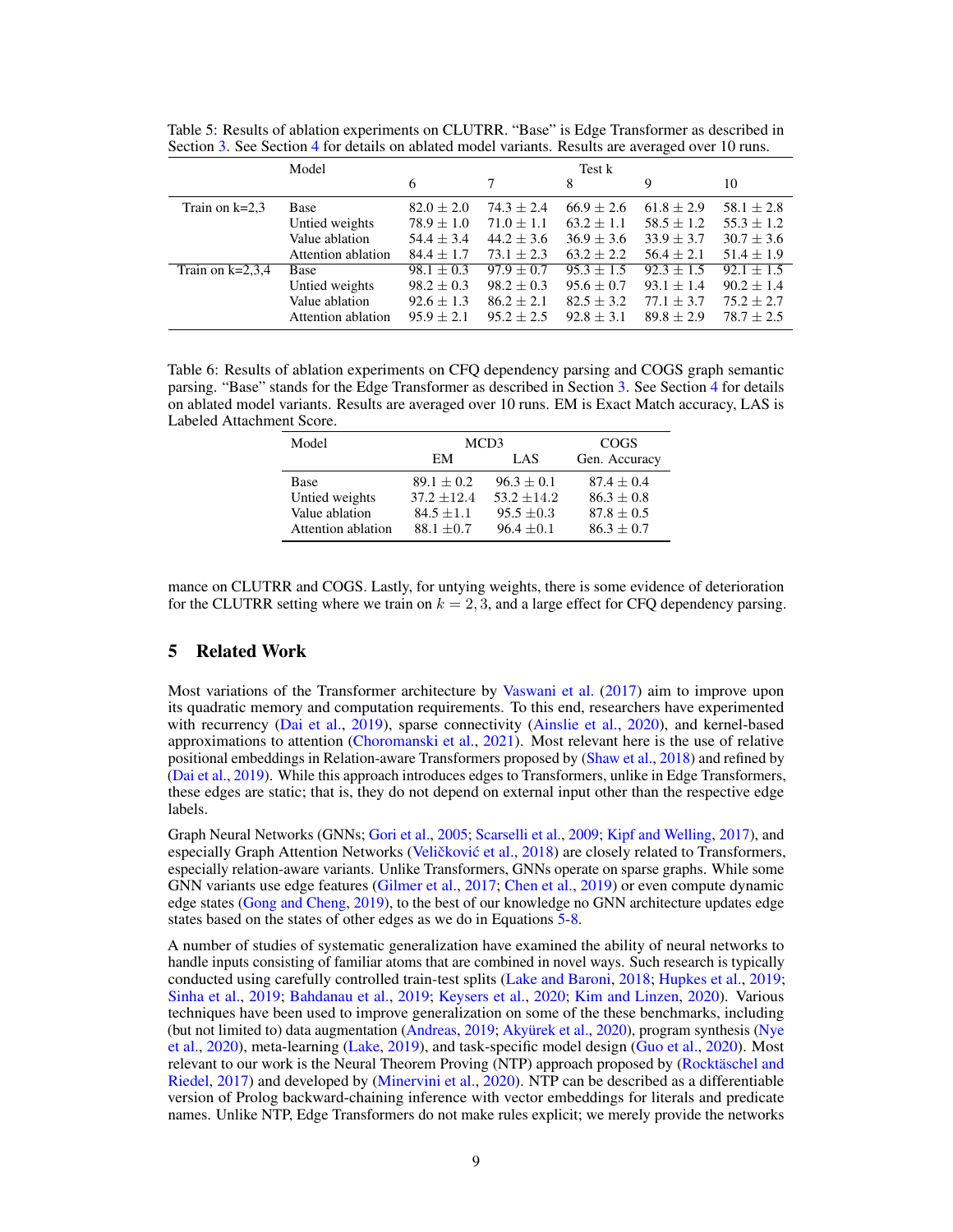Table 5: Results of ablation experiments on CLUTRR. "Base" is Edge Transformer as described in Section 3. See Section 4 for details on ablated model variants. Results are averaged over 10 runs.

| | Model | Test k | | | | |
|---|---|---|---|---|---|---|
| | | 6 | 7 | 8 | 9 | 10 |
| Train on k=2,3 | Base | $82.0 \pm 2.0$ | $74.3 \pm 2.4$ | $66.9 \pm 2.6$ | $61.8 \pm 2.9$ | $58.1 \pm 2.8$ |
| | Untied weights | $78.9 \pm 1.0$ | $71.0 \pm 1.1$ | $63.2 \pm 1.1$ | $58.5 \pm 1.2$ | $55.3 \pm 1.2$ |
| | Value ablation | $54.4 \pm 3.4$ | $44.2 \pm 3.6$ | $36.9 \pm 3.6$ | $33.9 \pm 3.7$ | $30.7 \pm 3.6$ |
| | Attention ablation | $84.4 \pm 1.7$ | $73.1 \pm 2.3$ | $63.2 \pm 2.2$ | $56.4 \pm 2.1$ | $51.4 \pm 1.9$ |
| Train on k=2,3,4 | Base | $98.1 \pm 0.3$ | $97.9 \pm 0.7$ | $95.3 \pm 1.5$ | $92.3 \pm 1.5$ | $92.1 \pm 1.5$ |
| | Untied weights | $98.2 \pm 0.3$ | $98.2 \pm 0.3$ | $95.6 \pm 0.7$ | $93.1 \pm 1.4$ | $90.2 \pm 1.4$ |
| | Value ablation | $92.6 \pm 1.3$ | $86.2 \pm 2.1$ | $82.5 \pm 3.2$ | $77.1 \pm 3.7$ | $75.2 \pm 2.7$ |
| | Attention ablation | $95.9 \pm 2.1$ | $95.2 \pm 2.5$ | $92.8 \pm 3.1$ | $89.8 \pm 2.9$ | $78.7 \pm 2.5$ |

Table 6: Results of ablation experiments on CFQ dependency parsing and COGS graph semantic parsing. "Base" stands for the Edge Transformer as described in Section 3. See Section 4 for details on ablated model variants. Results are averaged over 10 runs. EM is Exact Match accuracy, LAS is Labeled Attachment Score.

| Model | MCD3 | | COGS |
|---|---|---|---|
| | EM | LAS | Gen. Accuracy |
| Base | $89.1 \pm 0.2$ | $96.3 \pm 0.1$ | $87.4 \pm 0.4$ |
| Untied weights | $37.2 \pm 12.4$ | $53.2 \pm 14.2$ | $86.3 \pm 0.8$ |
| Value ablation | $84.5 \pm 1.1$ | $95.5 \pm 0.3$ | $87.8 \pm 0.5$ |
| Attention ablation | $88.1 \pm 0.7$ | $96.4 \pm 0.1$ | $86.3 \pm 0.7$ |

mance on CLUTRR and COGS. Lastly, for untying weights, there is some evidence of deterioration for the CLUTRR setting where we train on $k = 2, 3$, and a large effect for CFQ dependency parsing.

## 5 Related Work

Most variations of the Transformer architecture by Vaswani et al. (2017) aim to improve upon its quadratic memory and computation requirements. To this end, researchers have experimented with recurrency (Dai et al., 2019), sparse connectivity (Ainslie et al., 2020), and kernel-based approximations to attention (Choromanski et al., 2021). Most relevant here is the use of relative positional embeddings in Relation-aware Transformers proposed by (Shaw et al., 2018) and refined by (Dai et al., 2019). While this approach introduces edges to Transformers, unlike in Edge Transformers, these edges are static; that is, they do not depend on external input other than the respective edge labels.

Graph Neural Networks (GNNs; Gori et al., 2005; Scarselli et al., 2009; Kipf and Welling, 2017), and especially Graph Attention Networks (Veličković et al., 2018) are closely related to Transformers, especially relation-aware variants. Unlike Transformers, GNNs operate on sparse graphs. While some GNN variants use edge features (Gilmer et al., 2017; Chen et al., 2019) or even compute dynamic edge states (Gong and Cheng, 2019), to the best of our knowledge no GNN architecture updates edge states based on the states of other edges as we do in Equations 5-8.

A number of studies of systematic generalization have examined the ability of neural networks to handle inputs consisting of familiar atoms that are combined in novel ways. Such research is typically conducted using carefully controlled train-test splits (Lake and Baroni, 2018; Hupkes et al., 2019; Sinha et al., 2019; Bahdanau et al., 2019; Keysers et al., 2020; Kim and Linzen, 2020). Various techniques have been used to improve generalization on some of the these benchmarks, including (but not limited to) data augmentation (Andreas, 2019; Akyürek et al., 2020), program synthesis (Nye et al., 2020), meta-learning (Lake, 2019), and task-specific model design (Guo et al., 2020). Most relevant to our work is the Neural Theorem Proving (NTP) approach proposed by (Rocktäschel and Riedel, 2017) and developed by (Minervini et al., 2020). NTP can be described as a differentiable version of Prolog backward-chaining inference with vector embeddings for literals and predicate names. Unlike NTP, Edge Transformers do not make rules explicit; we merely provide the networks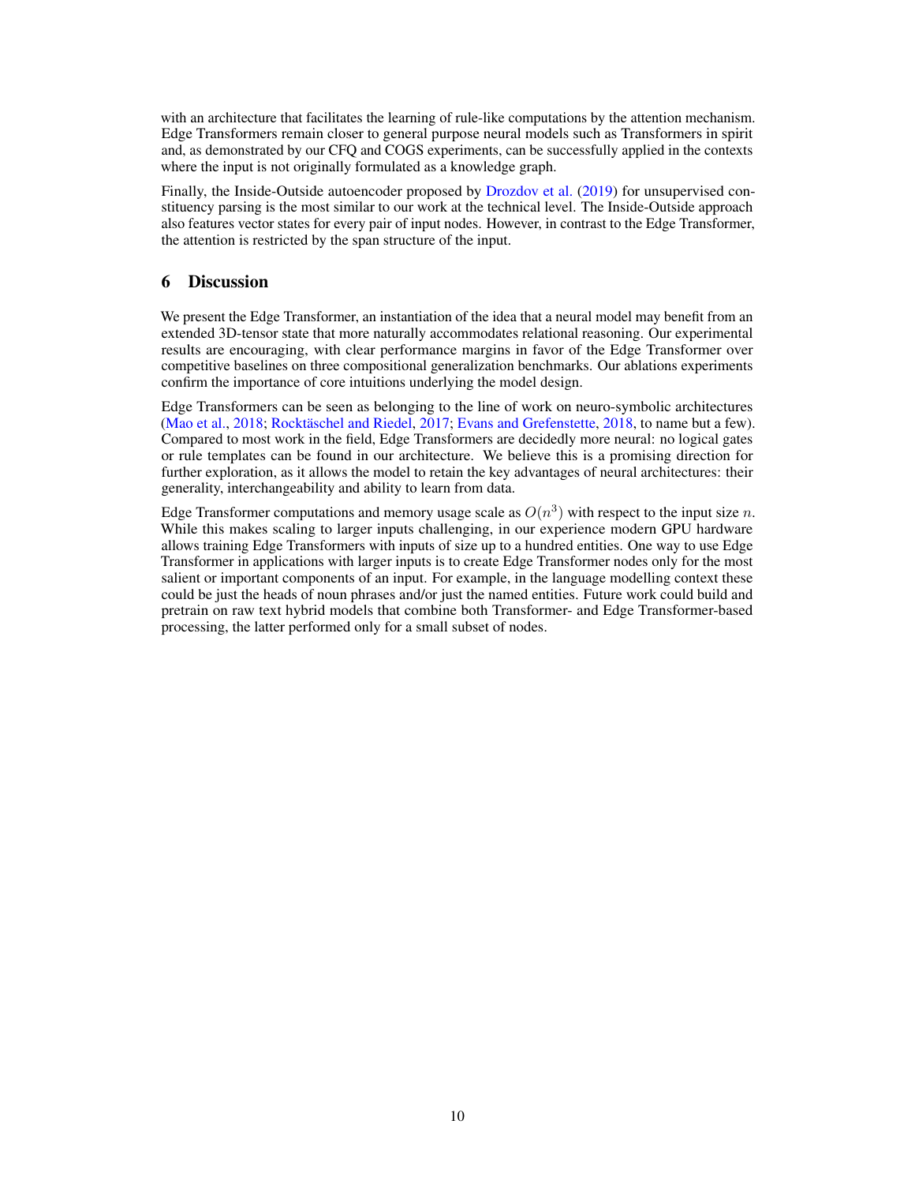with an architecture that facilitates the learning of rule-like computations by the attention mechanism. Edge Transformers remain closer to general purpose neural models such as Transformers in spirit and, as demonstrated by our CFQ and COGS experiments, can be successfully applied in the contexts where the input is not originally formulated as a knowledge graph.

Finally, the Inside-Outside autoencoder proposed by Drozdov et al. (2019) for unsupervised constituency parsing is the most similar to our work at the technical level. The Inside-Outside approach also features vector states for every pair of input nodes. However, in contrast to the Edge Transformer, the attention is restricted by the span structure of the input.

## 6 Discussion

We present the Edge Transformer, an instantiation of the idea that a neural model may benefit from an extended 3D-tensor state that more naturally accommodates relational reasoning. Our experimental results are encouraging, with clear performance margins in favor of the Edge Transformer over competitive baselines on three compositional generalization benchmarks. Our ablations experiments confirm the importance of core intuitions underlying the model design.

Edge Transformers can be seen as belonging to the line of work on neuro-symbolic architectures (Mao et al., 2018; Rocktäschel and Riedel, 2017; Evans and Grefenstette, 2018, to name but a few). Compared to most work in the field, Edge Transformers are decidedly more neural: no logical gates or rule templates can be found in our architecture. We believe this is a promising direction for further exploration, as it allows the model to retain the key advantages of neural architectures: their generality, interchangeability and ability to learn from data.

Edge Transformer computations and memory usage scale as $O(n^3)$ with respect to the input size $n$. While this makes scaling to larger inputs challenging, in our experience modern GPU hardware allows training Edge Transformers with inputs of size up to a hundred entities. One way to use Edge Transformer in applications with larger inputs is to create Edge Transformer nodes only for the most salient or important components of an input. For example, in the language modelling context these could be just the heads of noun phrases and/or just the named entities. Future work could build and pretrain on raw text hybrid models that combine both Transformer- and Edge Transformer-based processing, the latter performed only for a small subset of nodes.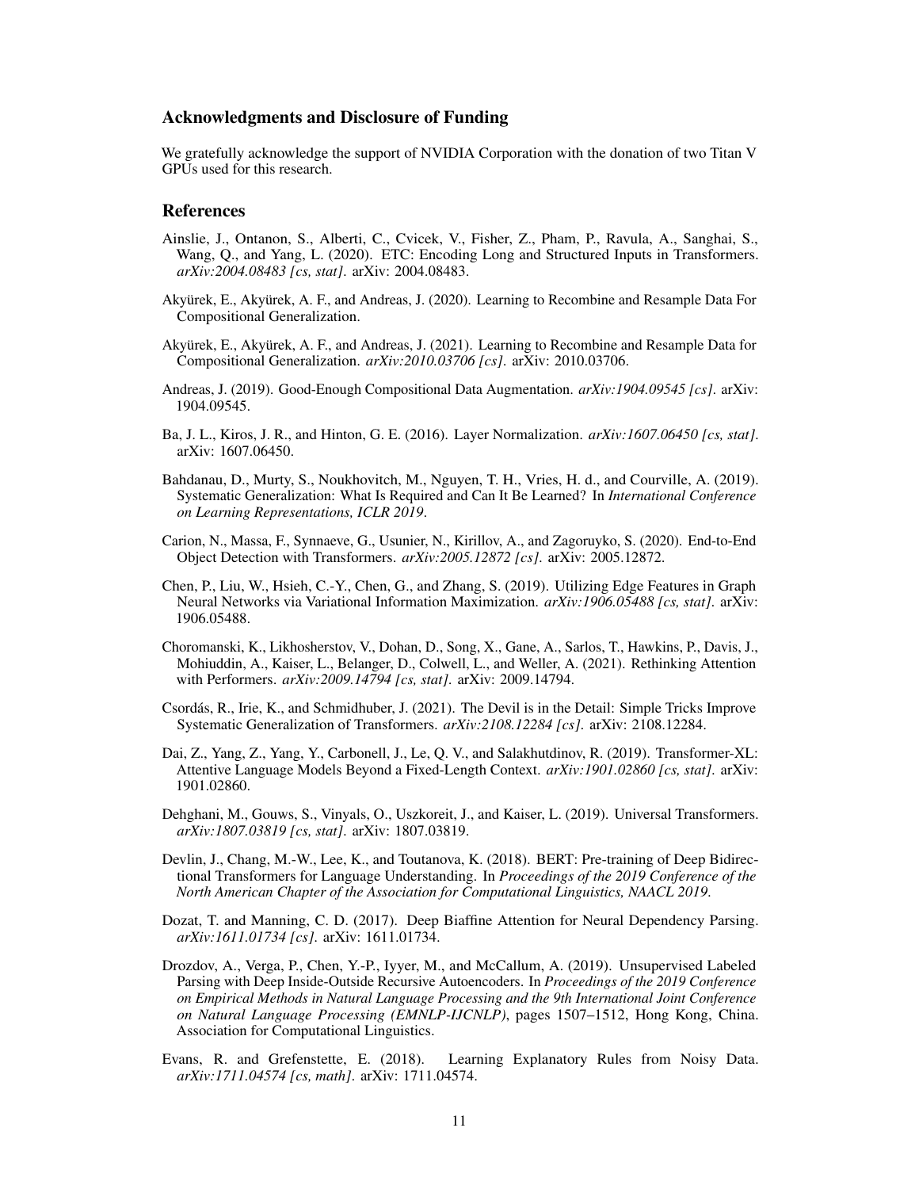### Acknowledgments and Disclosure of Funding

We gratefully acknowledge the support of NVIDIA Corporation with the donation of two Titan V GPUs used for this research.

### References

Ainslie, J., Ontanon, S., Alberti, C., Cvicek, V., Fisher, Z., Pham, P., Ravula, A., Sanghai, S., Wang, Q., and Yang, L. (2020). ETC: Encoding Long and Structured Inputs in Transformers. *arXiv:2004.08483 [cs, stat]*. arXiv: 2004.08483.

Akyürek, E., Akyürek, A. F., and Andreas, J. (2020). Learning to Recombine and Resample Data For Compositional Generalization.

Akyürek, E., Akyürek, A. F., and Andreas, J. (2021). Learning to Recombine and Resample Data for Compositional Generalization. *arXiv:2010.03706 [cs]*. arXiv: 2010.03706.

Andreas, J. (2019). Good-Enough Compositional Data Augmentation. *arXiv:1904.09545 [cs]*. arXiv: 1904.09545.

Ba, J. L., Kiros, J. R., and Hinton, G. E. (2016). Layer Normalization. *arXiv:1607.06450 [cs, stat]*. arXiv: 1607.06450.

Bahdanau, D., Murty, S., Noukhovitch, M., Nguyen, T. H., Vries, H. d., and Courville, A. (2019). Systematic Generalization: What Is Required and Can It Be Learned? In *International Conference on Learning Representations, ICLR 2019*.

Carion, N., Massa, F., Synnaeve, G., Usunier, N., Kirillov, A., and Zagoruyko, S. (2020). End-to-End Object Detection with Transformers. *arXiv:2005.12872 [cs]*. arXiv: 2005.12872.

Chen, P., Liu, W., Hsieh, C.-Y., Chen, G., and Zhang, S. (2019). Utilizing Edge Features in Graph Neural Networks via Variational Information Maximization. *arXiv:1906.05488 [cs, stat]*. arXiv: 1906.05488.

Choromanski, K., Likhosherstov, V., Dohan, D., Song, X., Gane, A., Sarlos, T., Hawkins, P., Davis, J., Mohiuddin, A., Kaiser, L., Belanger, D., Colwell, L., and Weller, A. (2021). Rethinking Attention with Performers. *arXiv:2009.14794 [cs, stat]*. arXiv: 2009.14794.

Csordás, R., Irie, K., and Schmidhuber, J. (2021). The Devil is in the Detail: Simple Tricks Improve Systematic Generalization of Transformers. *arXiv:2108.12284 [cs]*. arXiv: 2108.12284.

Dai, Z., Yang, Z., Yang, Y., Carbonell, J., Le, Q. V., and Salakhutdinov, R. (2019). Transformer-XL: Attentive Language Models Beyond a Fixed-Length Context. *arXiv:1901.02860 [cs, stat]*. arXiv: 1901.02860.

Dehghani, M., Gouws, S., Vinyals, O., Uszkoreit, J., and Kaiser, L. (2019). Universal Transformers. *arXiv:1807.03819 [cs, stat]*. arXiv: 1807.03819.

Devlin, J., Chang, M.-W., Lee, K., and Toutanova, K. (2018). BERT: Pre-training of Deep Bidirectional Transformers for Language Understanding. In *Proceedings of the 2019 Conference of the North American Chapter of the Association for Computational Linguistics, NAACL 2019*.

Dozat, T. and Manning, C. D. (2017). Deep Biaffine Attention for Neural Dependency Parsing. *arXiv:1611.01734 [cs]*. arXiv: 1611.01734.

Drozdov, A., Verga, P., Chen, Y.-P., Iyyer, M., and McCallum, A. (2019). Unsupervised Labeled Parsing with Deep Inside-Outside Recursive Autoencoders. In *Proceedings of the 2019 Conference on Empirical Methods in Natural Language Processing and the 9th International Joint Conference on Natural Language Processing (EMNLP-IJCNLP)*, pages 1507–1512, Hong Kong, China. Association for Computational Linguistics.

Evans, R. and Grefenstette, E. (2018). Learning Explanatory Rules from Noisy Data. *arXiv:1711.04574 [cs, math]*. arXiv: 1711.04574.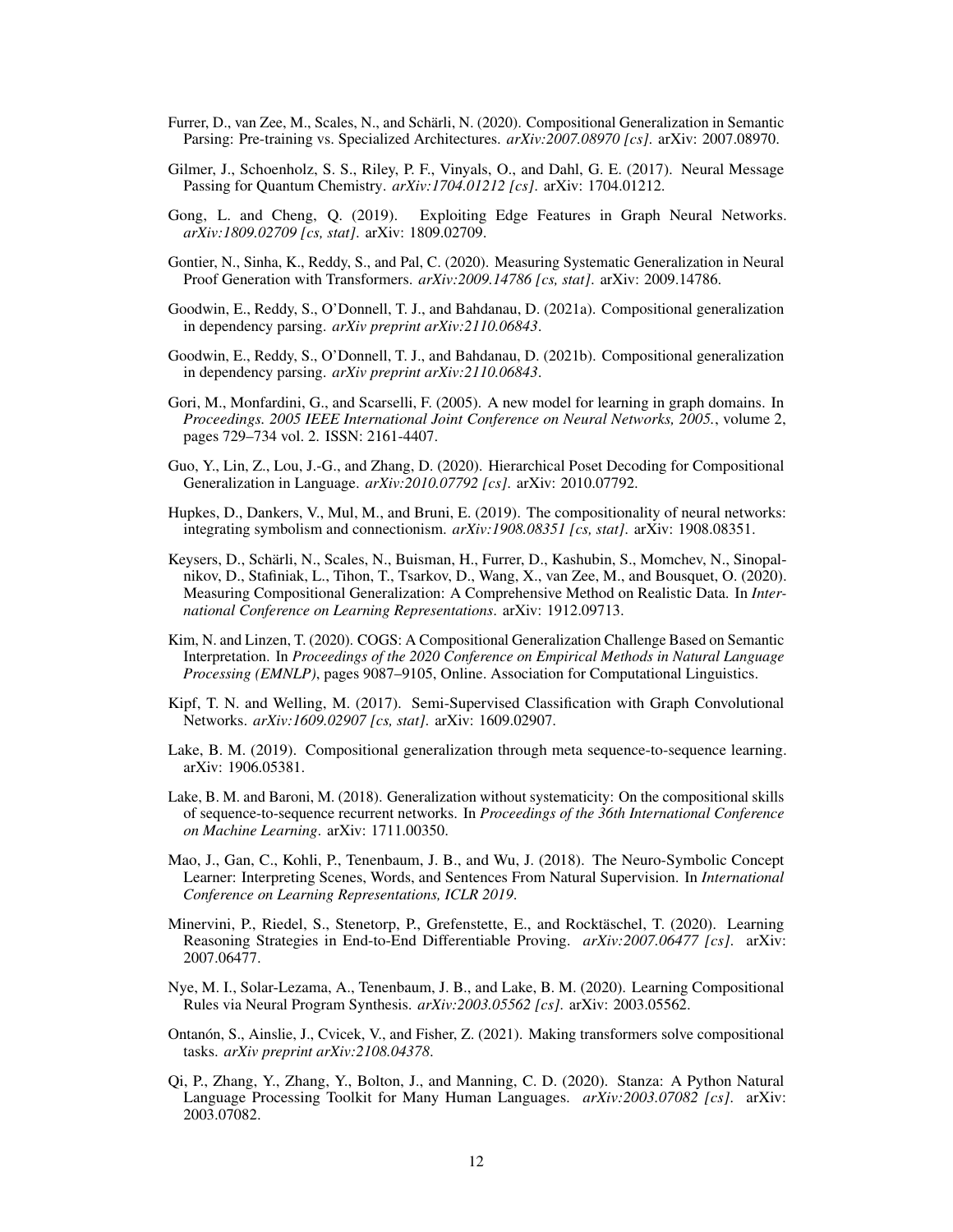Furrer, D., van Zee, M., Scales, N., and Schärli, N. (2020). Compositional Generalization in Semantic Parsing: Pre-training vs. Specialized Architectures. *arXiv:2007.08970 [cs]*. arXiv: 2007.08970.

Gilmer, J., Schoenholz, S. S., Riley, P. F., Vinyals, O., and Dahl, G. E. (2017). Neural Message Passing for Quantum Chemistry. *arXiv:1704.01212 [cs]*. arXiv: 1704.01212.

Gong, L. and Cheng, Q. (2019). Exploiting Edge Features in Graph Neural Networks. *arXiv:1809.02709 [cs, stat]*. arXiv: 1809.02709.

Gontier, N., Sinha, K., Reddy, S., and Pal, C. (2020). Measuring Systematic Generalization in Neural Proof Generation with Transformers. *arXiv:2009.14786 [cs, stat]*. arXiv: 2009.14786.

Goodwin, E., Reddy, S., O'Donnell, T. J., and Bahdanau, D. (2021a). Compositional generalization in dependency parsing. *arXiv preprint arXiv:2110.06843*.

Goodwin, E., Reddy, S., O'Donnell, T. J., and Bahdanau, D. (2021b). Compositional generalization in dependency parsing. *arXiv preprint arXiv:2110.06843*.

Gori, M., Monfardini, G., and Scarselli, F. (2005). A new model for learning in graph domains. In *Proceedings. 2005 IEEE International Joint Conference on Neural Networks, 2005.*, volume 2, pages 729–734 vol. 2. ISSN: 2161-4407.

Guo, Y., Lin, Z., Lou, J.-G., and Zhang, D. (2020). Hierarchical Poset Decoding for Compositional Generalization in Language. *arXiv:2010.07792 [cs]*. arXiv: 2010.07792.

Hupkes, D., Dankers, V., Mul, M., and Bruni, E. (2019). The compositionality of neural networks: integrating symbolism and connectionism. *arXiv:1908.08351 [cs, stat]*. arXiv: 1908.08351.

Keysers, D., Schärli, N., Scales, N., Buisman, H., Furrer, D., Kashubin, S., Momchev, N., Sinopalnikov, D., Stafiniak, L., Tihon, T., Tsarkov, D., Wang, X., van Zee, M., and Bousquet, O. (2020). Measuring Compositional Generalization: A Comprehensive Method on Realistic Data. In *International Conference on Learning Representations*. arXiv: 1912.09713.

Kim, N. and Linzen, T. (2020). COGS: A Compositional Generalization Challenge Based on Semantic Interpretation. In *Proceedings of the 2020 Conference on Empirical Methods in Natural Language Processing (EMNLP)*, pages 9087–9105, Online. Association for Computational Linguistics.

Kipf, T. N. and Welling, M. (2017). Semi-Supervised Classification with Graph Convolutional Networks. *arXiv:1609.02907 [cs, stat]*. arXiv: 1609.02907.

Lake, B. M. (2019). Compositional generalization through meta sequence-to-sequence learning. arXiv: 1906.05381.

Lake, B. M. and Baroni, M. (2018). Generalization without systematicity: On the compositional skills of sequence-to-sequence recurrent networks. In *Proceedings of the 36th International Conference on Machine Learning*. arXiv: 1711.00350.

Mao, J., Gan, C., Kohli, P., Tenenbaum, J. B., and Wu, J. (2018). The Neuro-Symbolic Concept Learner: Interpreting Scenes, Words, and Sentences From Natural Supervision. In *International Conference on Learning Representations, ICLR 2019*.

Minervini, P., Riedel, S., Stenetorp, P., Grefenstette, E., and Rocktäschel, T. (2020). Learning Reasoning Strategies in End-to-End Differentiable Proving. *arXiv:2007.06477 [cs]*. arXiv: 2007.06477.

Nye, M. I., Solar-Lezama, A., Tenenbaum, J. B., and Lake, B. M. (2020). Learning Compositional Rules via Neural Program Synthesis. *arXiv:2003.05562 [cs]*. arXiv: 2003.05562.

Ontanón, S., Ainslie, J., Cvicek, V., and Fisher, Z. (2021). Making transformers solve compositional tasks. *arXiv preprint arXiv:2108.04378*.

Qi, P., Zhang, Y., Zhang, Y., Bolton, J., and Manning, C. D. (2020). Stanza: A Python Natural Language Processing Toolkit for Many Human Languages. *arXiv:2003.07082 [cs]*. arXiv: 2003.07082.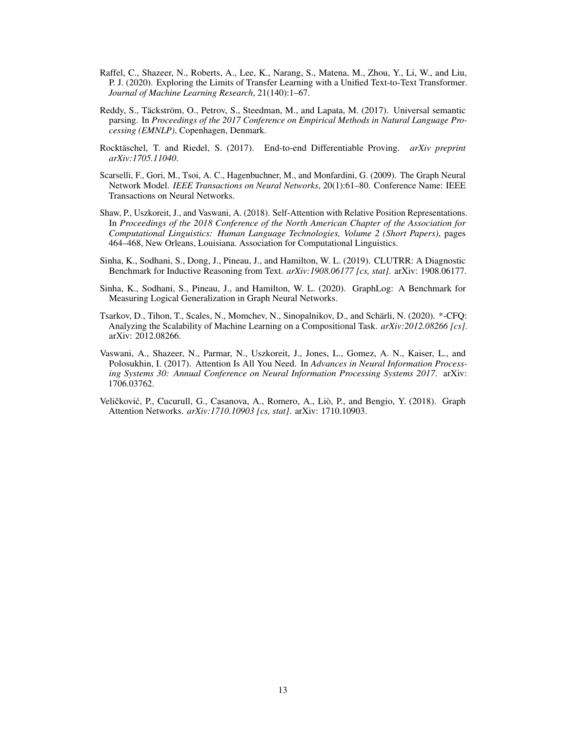Raffel, C., Shazeer, N., Roberts, A., Lee, K., Narang, S., Matena, M., Zhou, Y., Li, W., and Liu, P. J. (2020). Exploring the Limits of Transfer Learning with a Unified Text-to-Text Transformer. *Journal of Machine Learning Research*, 21(140):1–67.

Reddy, S., Täckström, O., Petrov, S., Steedman, M., and Lapata, M. (2017). Universal semantic parsing. In *Proceedings of the 2017 Conference on Empirical Methods in Natural Language Processing (EMNLP)*, Copenhagen, Denmark.

Rocktäschel, T. and Riedel, S. (2017). End-to-end Differentiable Proving. *arXiv preprint arXiv:1705.11040*.

Scarselli, F., Gori, M., Tsoi, A. C., Hagenbuchner, M., and Monfardini, G. (2009). The Graph Neural Network Model. *IEEE Transactions on Neural Networks*, 20(1):61–80. Conference Name: IEEE Transactions on Neural Networks.

Shaw, P., Uszkoreit, J., and Vaswani, A. (2018). Self-Attention with Relative Position Representations. In *Proceedings of the 2018 Conference of the North American Chapter of the Association for Computational Linguistics: Human Language Technologies, Volume 2 (Short Papers)*, pages 464–468, New Orleans, Louisiana. Association for Computational Linguistics.

Sinha, K., Sodhani, S., Dong, J., Pineau, J., and Hamilton, W. L. (2019). CLUTRR: A Diagnostic Benchmark for Inductive Reasoning from Text. *arXiv:1908.06177 [cs, stat]*. arXiv: 1908.06177.

Sinha, K., Sodhani, S., Pineau, J., and Hamilton, W. L. (2020). GraphLog: A Benchmark for Measuring Logical Generalization in Graph Neural Networks.

Tsarkov, D., Tihon, T., Scales, N., Momchev, N., Sinopalnikov, D., and Schärli, N. (2020). *-CFQ: Analyzing the Scalability of Machine Learning on a Compositional Task. *arXiv:2012.08266 [cs]*. arXiv: 2012.08266.

Vaswani, A., Shazeer, N., Parmar, N., Uszkoreit, J., Jones, L., Gomez, A. N., Kaiser, L., and Polosukhin, I. (2017). Attention Is All You Need. In *Advances in Neural Information Processing Systems 30: Annual Conference on Neural Information Processing Systems 2017*. arXiv: 1706.03762.

Veličković, P., Cucurull, G., Casanova, A., Romero, A., Liò, P., and Bengio, Y. (2018). Graph Attention Networks. *arXiv:1710.10903 [cs, stat]*. arXiv: 1710.10903.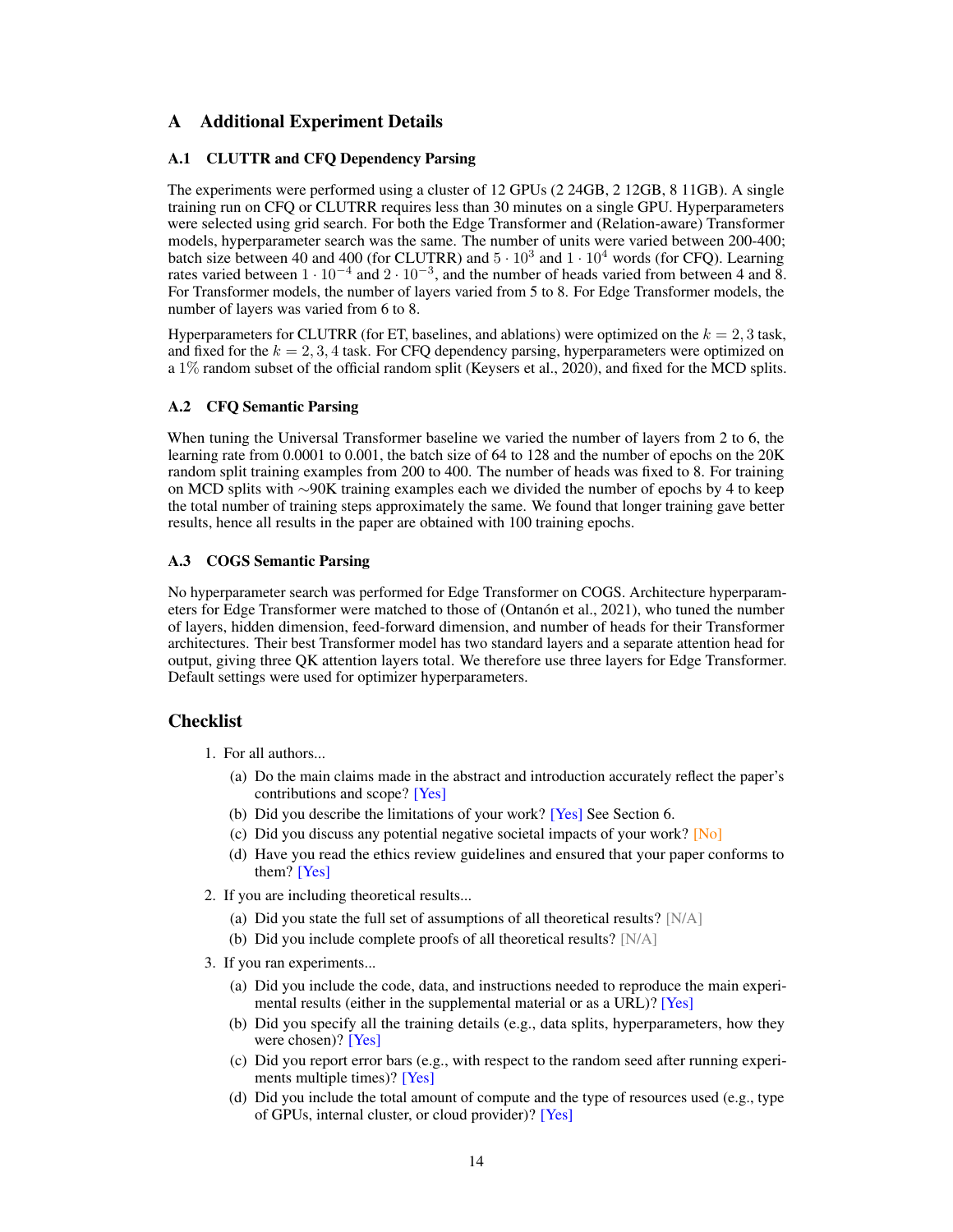# A Additional Experiment Details

## A.1 CLUTTR and CFQ Dependency Parsing

The experiments were performed using a cluster of 12 GPUs (2 24GB, 2 12GB, 8 11GB). A single training run on CFQ or CLUTRR requires less than 30 minutes on a single GPU. Hyperparameters were selected using grid search. For both the Edge Transformer and (Relation-aware) Transformer models, hyperparameter search was the same. The number of units were varied between 200-400; batch size between 40 and 400 (for CLUTRR) and $5 \cdot 10^3$ and $1 \cdot 10^4$ words (for CFQ). Learning rates varied between $1 \cdot 10^{-4}$ and $2 \cdot 10^{-3}$, and the number of heads varied from between 4 and 8. For Transformer models, the number of layers varied from 5 to 8. For Edge Transformer models, the number of layers was varied from 6 to 8.

Hyperparameters for CLUTRR (for ET, baselines, and ablations) were optimized on the $k = 2, 3$ task, and fixed for the $k = 2, 3, 4$ task. For CFQ dependency parsing, hyperparameters were optimized on a $1\%$ random subset of the official random split (Keysers et al., 2020), and fixed for the MCD splits.

## A.2 CFQ Semantic Parsing

When tuning the Universal Transformer baseline we varied the number of layers from 2 to 6, the learning rate from 0.0001 to 0.001, the batch size of 64 to 128 and the number of epochs on the 20K random split training examples from 200 to 400. The number of heads was fixed to 8. For training on MCD splits with $\sim$90K training examples each we divided the number of epochs by 4 to keep the total number of training steps approximately the same. We found that longer training gave better results, hence all results in the paper are obtained with 100 training epochs.

## A.3 COGS Semantic Parsing

No hyperparameter search was performed for Edge Transformer on COGS. Architecture hyperparameters for Edge Transformer were matched to those of (Ontañón et al., 2021), who tuned the number of layers, hidden dimension, feed-forward dimension, and number of heads for their Transformer architectures. Their best Transformer model has two standard layers and a separate attention head for output, giving three QK attention layers total. We therefore use three layers for Edge Transformer. Default settings were used for optimizer hyperparameters.

# Checklist

1. For all authors...
   (a) Do the main claims made in the abstract and introduction accurately reflect the paper's contributions and scope? [Yes]
   (b) Did you describe the limitations of your work? [Yes] See Section 6.
   (c) Did you discuss any potential negative societal impacts of your work? [No]
   (d) Have you read the ethics review guidelines and ensured that your paper conforms to them? [Yes]
2. If you are including theoretical results...
   (a) Did you state the full set of assumptions of all theoretical results? [N/A]
   (b) Did you include complete proofs of all theoretical results? [N/A]
3. If you ran experiments...
   (a) Did you include the code, data, and instructions needed to reproduce the main experimental results (either in the supplemental material or as a URL)? [Yes]
   (b) Did you specify all the training details (e.g., data splits, hyperparameters, how they were chosen)? [Yes]
   (c) Did you report error bars (e.g., with respect to the random seed after running experiments multiple times)? [Yes]
   (d) Did you include the total amount of compute and the type of resources used (e.g., type of GPUs, internal cluster, or cloud provider)? [Yes]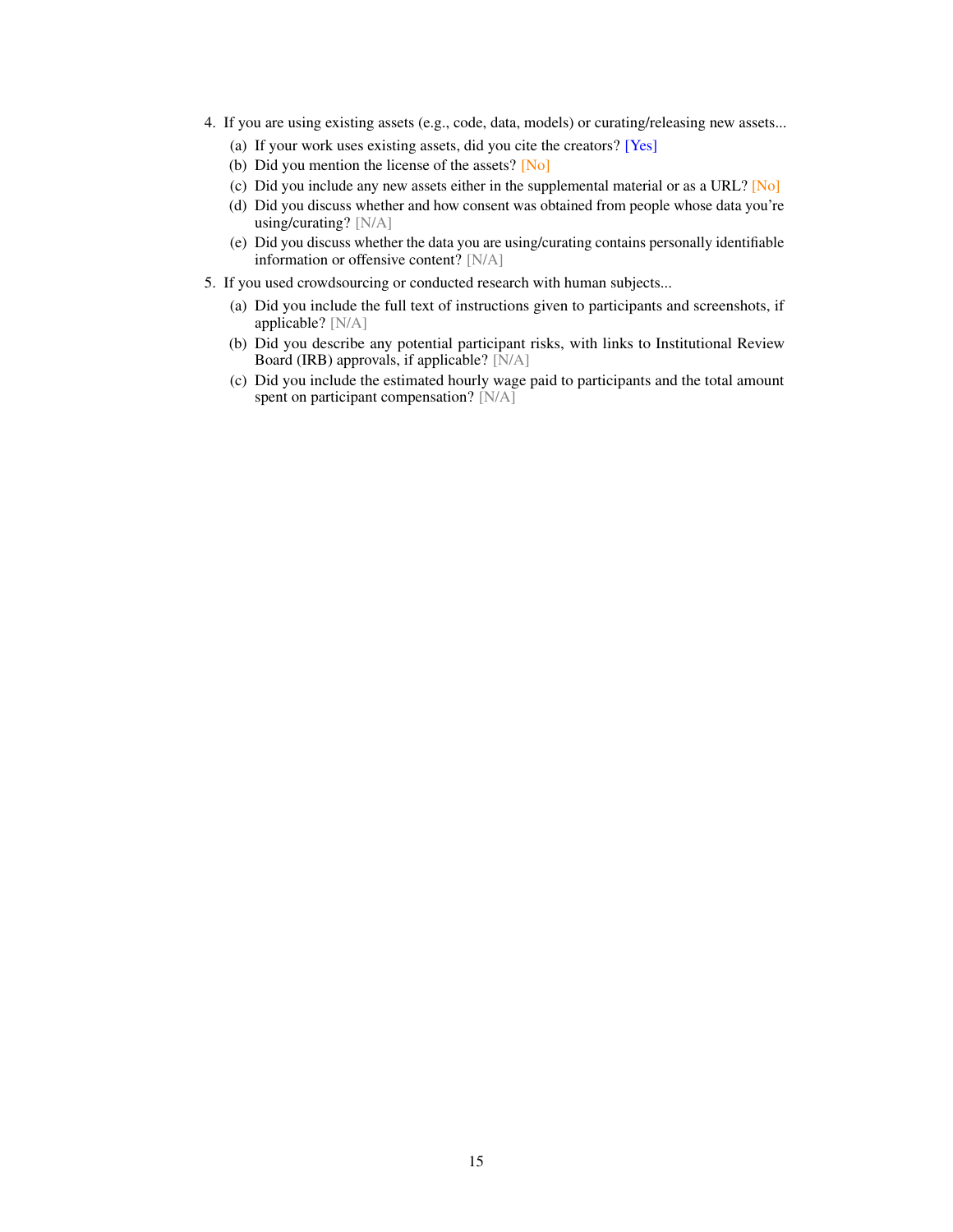4. If you are using existing assets (e.g., code, data, models) or curating/releasing new assets...
   (a) If your work uses existing assets, did you cite the creators? [Yes]
   (b) Did you mention the license of the assets? [No]
   (c) Did you include any new assets either in the supplemental material or as a URL? [No]
   (d) Did you discuss whether and how consent was obtained from people whose data you're using/curating? [N/A]
   (e) Did you discuss whether the data you are using/curating contains personally identifiable information or offensive content? [N/A]
5. If you used crowdsourcing or conducted research with human subjects...
   (a) Did you include the full text of instructions given to participants and screenshots, if applicable? [N/A]
   (b) Did you describe any potential participant risks, with links to Institutional Review Board (IRB) approvals, if applicable? [N/A]
   (c) Did you include the estimated hourly wage paid to participants and the total amount spent on participant compensation? [N/A]